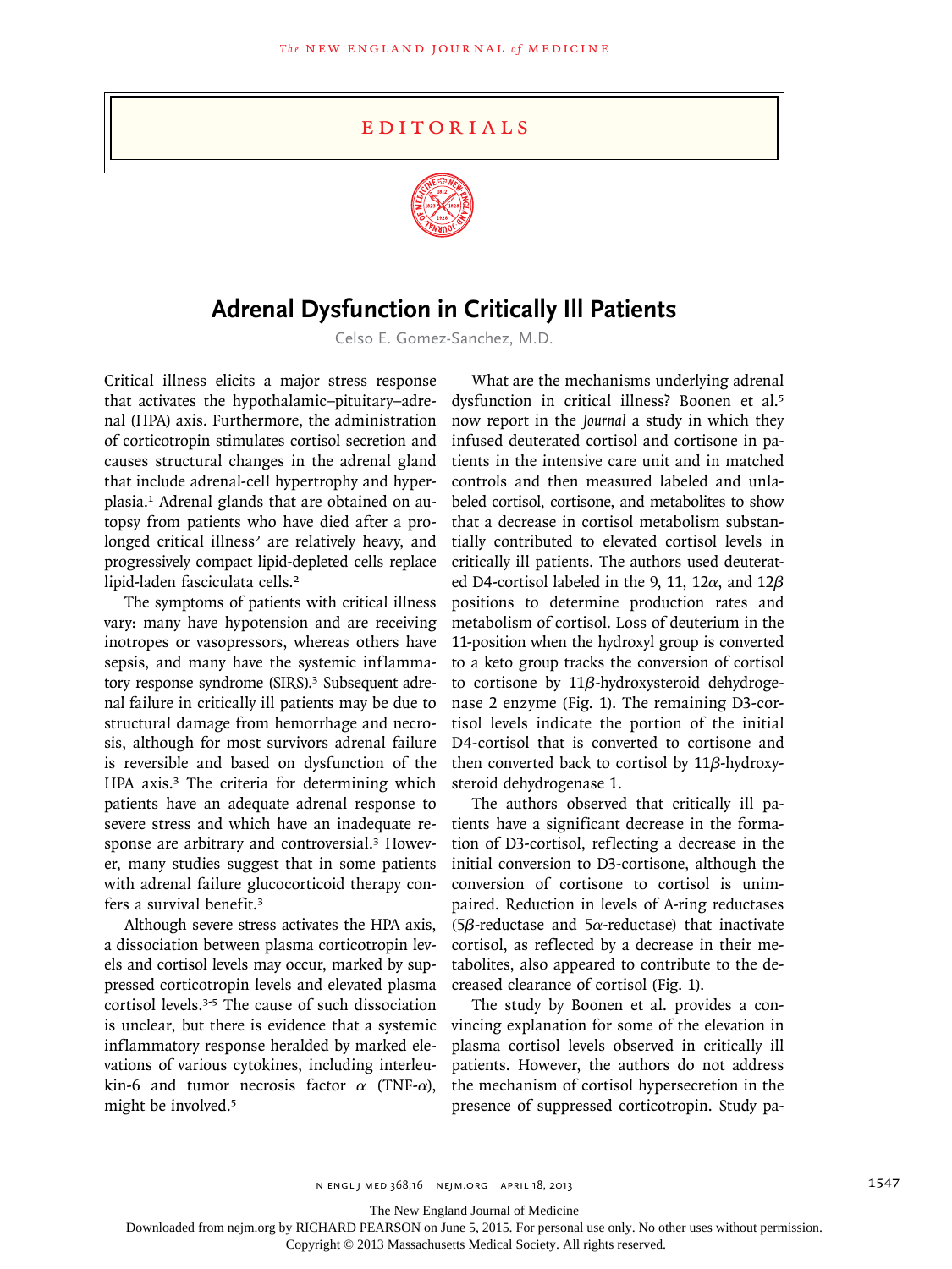# Editorials

## Adrenal Dysfunction in Critically Ill Patients

Celso E. Gomez-Sanchez, M.D.

Critical illness elicits a major stress response that activates the hypothalamic–pituitary–adrenal (HPA) axis. Furthermore, the administration of corticotropin stimulates cortisol secretion and causes structural changes in the adrenal gland that include adrenal-cell hypertrophy and hyperplasia.[1] Adrenal glands that are obtained on autopsy from patients who have died after a prolonged critical illness[2] are relatively heavy, and progressively compact lipid-depleted cells replace lipid-laden fasciculata cells.[2]

The symptoms of patients with critical illness vary: many have hypotension and are receiving inotropes or vasopressors, whereas others have sepsis, and many have the systemic inflammatory response syndrome (SIRS).[3] Subsequent adrenal failure in critically ill patients may be due to structural damage from hemorrhage and necrosis, although for most survivors adrenal failure is reversible and based on dysfunction of the HPA axis.[3] The criteria for determining which patients have an adequate adrenal response to severe stress and which have an inadequate response are arbitrary and controversial.[3] However, many studies suggest that in some patients with adrenal failure glucocorticoid therapy confers a survival benefit.[3]

Although severe stress activates the HPA axis, a dissociation between plasma corticotropin levels and cortisol levels may occur, marked by suppressed corticotropin levels and elevated plasma cortisol levels.[3-5] The cause of such dissociation is unclear, but there is evidence that a systemic inflammatory response heralded by marked elevations of various cytokines, including interleukin-6 and tumor necrosis factor $\alpha$ (TNF-$\alpha$), might be involved.[5]

What are the mechanisms underlying adrenal dysfunction in critical illness? Boonen et al.[5] now report in the *Journal* a study in which they infused deuterated cortisol and cortisone in patients in the intensive care unit and in matched controls and then measured labeled and unlabeled cortisol, cortisone, and metabolites to show that a decrease in cortisol metabolism substantially contributed to elevated cortisol levels in critically ill patients. The authors used deuterated D4-cortisol labeled in the 9, 11, 12$\alpha$, and 12$\beta$ positions to determine production rates and metabolism of cortisol. Loss of deuterium in the 11-position when the hydroxyl group is converted to a keto group tracks the conversion of cortisol to cortisone by 11$\beta$-hydroxysteroid dehydrogenase 2 enzyme (Fig. 1). The remaining D3-cortisol levels indicate the portion of the initial D4-cortisol that is converted to cortisone and then converted back to cortisol by 11$\beta$-hydroxysteroid dehydrogenase 1.

The authors observed that critically ill patients have a significant decrease in the formation of D3-cortisol, reflecting a decrease in the initial conversion to D3-cortisone, although the conversion of cortisone to cortisol is unimpaired. Reduction in levels of A-ring reductases (5$\beta$-reductase and 5$\alpha$-reductase) that inactivate cortisol, as reflected by a decrease in their metabolites, also appeared to contribute to the decreased clearance of cortisol (Fig. 1).

The study by Boonen et al. provides a convincing explanation for some of the elevation in plasma cortisol levels observed in critically ill patients. However, the authors do not address the mechanism of cortisol hypersecretion in the presence of suppressed corticotropin. Study pa-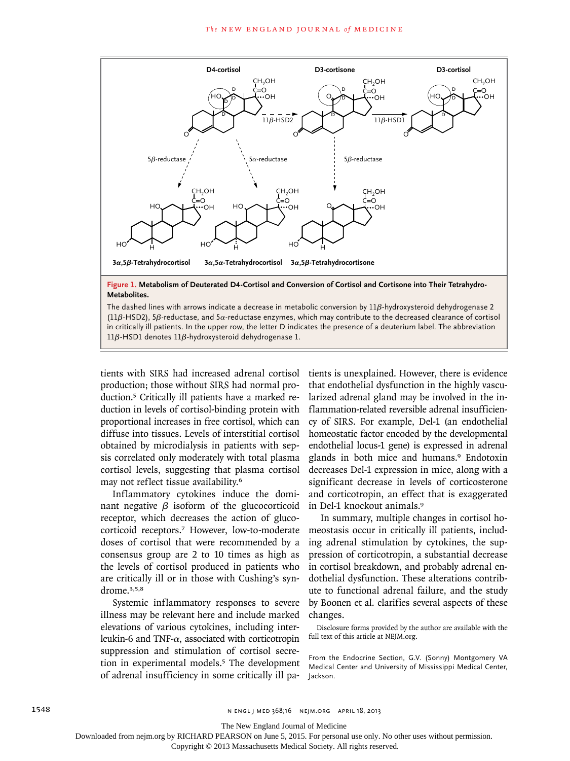**Figure 1. Metabolism of Deuterated D4-Cortisol and Conversion of Cortisol and Cortisone into Their Tetrahydro-Metabolites.**

The dashed lines with arrows indicate a decrease in metabolic conversion by 11β-hydroxysteroid dehydrogenase 2 (11β-HSD2), 5β-reductase, and 5α-reductase enzymes, which may contribute to the decreased clearance of cortisol in critically ill patients. In the upper row, the letter D indicates the presence of a deuterium label. The abbreviation 11β-HSD1 denotes 11β-hydroxysteroid dehydrogenase 1.

tients with SIRS had increased adrenal cortisol production; those without SIRS had normal production.[5] Critically ill patients have a marked reduction in levels of cortisol-binding protein with proportional increases in free cortisol, which can diffuse into tissues. Levels of interstitial cortisol obtained by microdialysis in patients with sepsis correlated only moderately with total plasma cortisol levels, suggesting that plasma cortisol may not reflect tissue availability.[6]

Inflammatory cytokines induce the dominant negative β isoform of the glucocorticoid receptor, which decreases the action of glucocorticoid receptors.[7] However, low-to-moderate doses of cortisol that were recommended by a consensus group are 2 to 10 times as high as the levels of cortisol produced in patients who are critically ill or in those with Cushing's syndrome.[3,5,8]

Systemic inflammatory responses to severe illness may be relevant here and include marked elevations of various cytokines, including interleukin-6 and TNF-α, associated with corticotropin suppression and stimulation of cortisol secretion in experimental models.[5] The development of adrenal insufficiency in some critically ill patients is unexplained. However, there is evidence that endothelial dysfunction in the highly vascularized adrenal gland may be involved in the inflammation-related reversible adrenal insufficiency of SIRS. For example, Del-1 (an endothelial homeostatic factor encoded by the developmental endothelial locus-1 gene) is expressed in adrenal glands in both mice and humans.[9] Endotoxin decreases Del-1 expression in mice, along with a significant decrease in levels of corticosterone and corticotropin, an effect that is exaggerated in Del-1 knockout animals.[9]

In summary, multiple changes in cortisol homeostasis occur in critically ill patients, including adrenal stimulation by cytokines, the suppression of corticotropin, a substantial decrease in cortisol breakdown, and probably adrenal endothelial dysfunction. These alterations contribute to functional adrenal failure, and the study by Boonen et al. clarifies several aspects of these changes.

Disclosure forms provided by the author are available with the full text of this article at NEJM.org.

From the Endocrine Section, G.V. (Sonny) Montgomery VA Medical Center and University of Mississippi Medical Center, Jackson.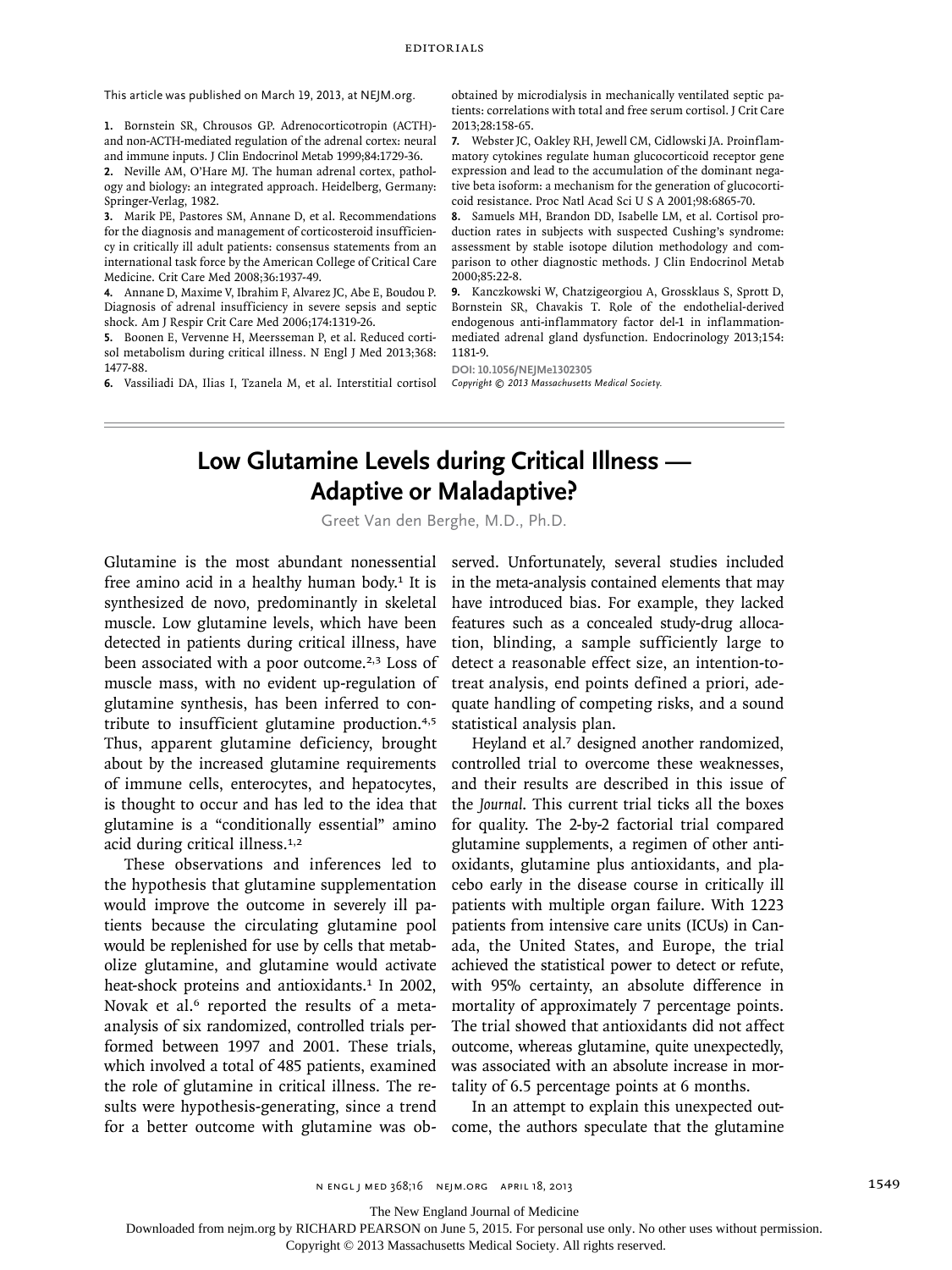This article was published on March 19, 2013, at NEJM.org.

1. Bornstein SR, Chrousos GP. Adrenocorticotropin (ACTH)- and non-ACTH-mediated regulation of the adrenal cortex: neural and immune inputs. J Clin Endocrinol Metab 1999;84:1729-36.
2. Neville AM, O'Hare MJ. The human adrenal cortex, pathology and biology: an integrated approach. Heidelberg, Germany: Springer-Verlag, 1982.
3. Marik PE, Pastores SM, Annane D, et al. Recommendations for the diagnosis and management of corticosteroid insufficiency in critically ill adult patients: consensus statements from an international task force by the American College of Critical Care Medicine. Crit Care Med 2008;36:1937-49.
4. Annane D, Maxime V, Ibrahim F, Alvarez JC, Abe E, Boudou P. Diagnosis of adrenal insufficiency in severe sepsis and septic shock. Am J Respir Crit Care Med 2006;174:1319-26.
5. Boonen E, Vervenne H, Meersseman P, et al. Reduced cortisol metabolism during critical illness. N Engl J Med 2013;368:1477-88.
6. Vassiliadi DA, Ilias I, Tzanela M, et al. Interstitial cortisol obtained by microdialysis in mechanically ventilated septic patients: correlations with total and free serum cortisol. J Crit Care 2013;28:158-65.
7. Webster JC, Oakley RH, Jewell CM, Cidlowski JA. Proinflammatory cytokines regulate human glucocorticoid receptor gene expression and lead to the accumulation of the dominant negative beta isoform: a mechanism for the generation of glucocorticoid resistance. Proc Natl Acad Sci U S A 2001;98:6865-70.
8. Samuels MH, Brandon DD, Isabelle LM, et al. Cortisol production rates in subjects with suspected Cushing's syndrome: assessment by stable isotope dilution methodology and comparison to other diagnostic methods. J Clin Endocrinol Metab 2000;85:22-8.
9. Kanczkowski W, Chatzigeorgiou A, Grossklaus S, Sprott D, Bornstein SR, Chavakis T. Role of the endothelial-derived endogenous anti-inflammatory factor del-1 in inflammation-mediated adrenal gland dysfunction. Endocrinology 2013;154:1181-9.

**DOI: 10.1056/NEJMe1302305**
*Copyright © 2013 Massachusetts Medical Society.*

# Low Glutamine Levels during Critical Illness — Adaptive or Maladaptive?

Greet Van den Berghe, M.D., Ph.D.

Glutamine is the most abundant nonessential free amino acid in a healthy human body.[1] It is synthesized de novo, predominantly in skeletal muscle. Low glutamine levels, which have been detected in patients during critical illness, have been associated with a poor outcome.[2,3] Loss of muscle mass, with no evident up-regulation of glutamine synthesis, has been inferred to contribute to insufficient glutamine production.[4,5] Thus, apparent glutamine deficiency, brought about by the increased glutamine requirements of immune cells, enterocytes, and hepatocytes, is thought to occur and has led to the idea that glutamine is a "conditionally essential" amino acid during critical illness.[1,2]

These observations and inferences led to the hypothesis that glutamine supplementation would improve the outcome in severely ill patients because the circulating glutamine pool would be replenished for use by cells that metabolize glutamine, and glutamine would activate heat-shock proteins and antioxidants.[1] In 2002, Novak et al.[6] reported the results of a meta-analysis of six randomized, controlled trials performed between 1997 and 2001. These trials, which involved a total of 485 patients, examined the role of glutamine in critical illness. The results were hypothesis-generating, since a trend for a better outcome with glutamine was observed. Unfortunately, several studies included in the meta-analysis contained elements that may have introduced bias. For example, they lacked features such as a concealed study-drug allocation, blinding, a sample sufficiently large to detect a reasonable effect size, an intention-to-treat analysis, end points defined a priori, adequate handling of competing risks, and a sound statistical analysis plan.

Heyland et al.[7] designed another randomized, controlled trial to overcome these weaknesses, and their results are described in this issue of the *Journal*. This current trial ticks all the boxes for quality. The 2-by-2 factorial trial compared glutamine supplements, a regimen of other antioxidants, glutamine plus antioxidants, and placebo early in the disease course in critically ill patients with multiple organ failure. With 1223 patients from intensive care units (ICUs) in Canada, the United States, and Europe, the trial achieved the statistical power to detect or refute, with 95% certainty, an absolute difference in mortality of approximately 7 percentage points. The trial showed that antioxidants did not affect outcome, whereas glutamine, quite unexpectedly, was associated with an absolute increase in mortality of 6.5 percentage points at 6 months.

In an attempt to explain this unexpected outcome, the authors speculate that the glutamine